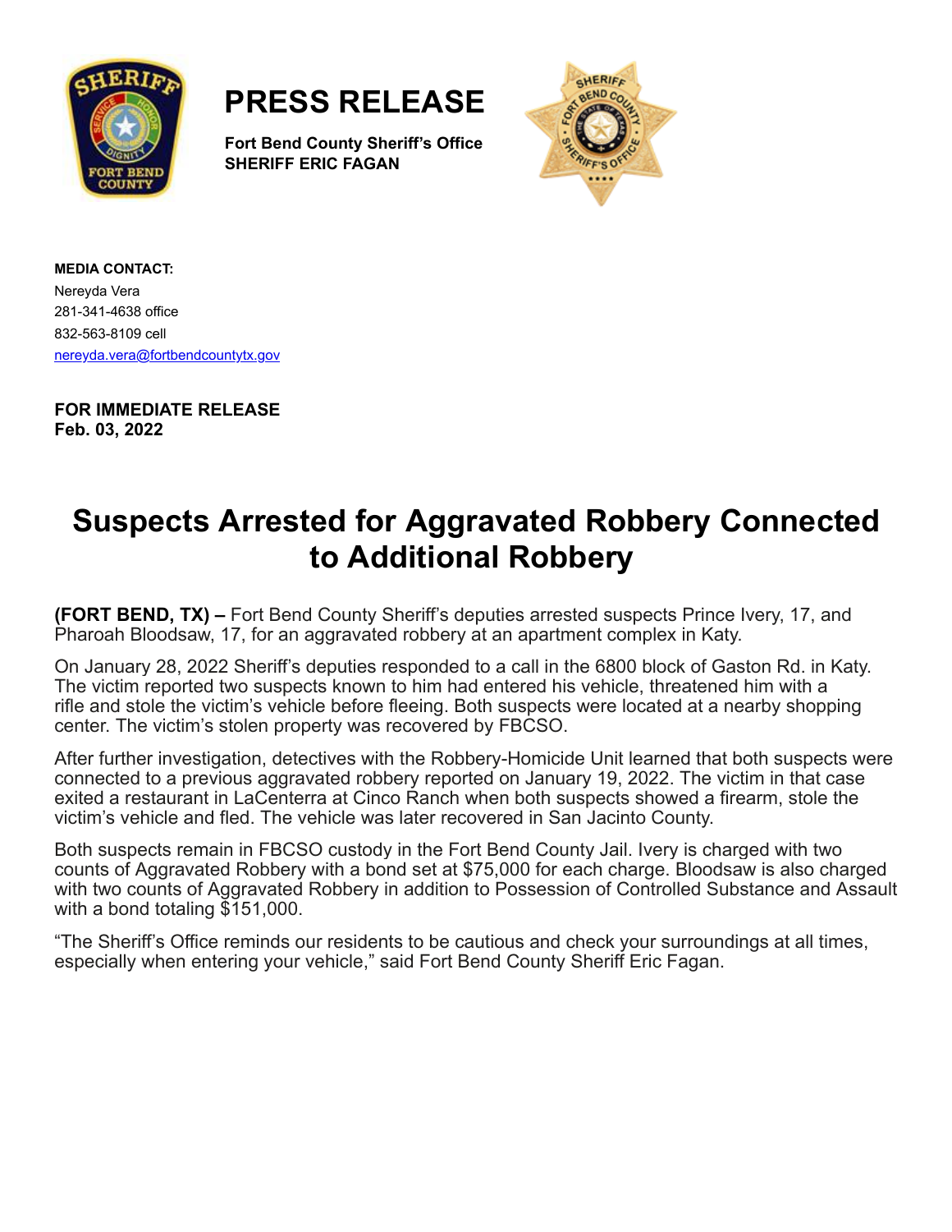# PRESS RELEASE

**Fort Bend County Sheriff's Office**
**SHERIFF ERIC FAGAN**

**MEDIA CONTACT:**
Nereyda Vera
281-341-4638 office
832-563-8109 cell
nereyda.vera@fortbendcountytx.gov

**FOR IMMEDIATE RELEASE**
**Feb. 03, 2022**

## Suspects Arrested for Aggravated Robbery Connected to Additional Robbery

**(FORT BEND, TX) –** Fort Bend County Sheriff's deputies arrested suspects Prince Ivery, 17, and Pharoah Bloodsaw, 17, for an aggravated robbery at an apartment complex in Katy.

On January 28, 2022 Sheriff's deputies responded to a call in the 6800 block of Gaston Rd. in Katy. The victim reported two suspects known to him had entered his vehicle, threatened him with a rifle and stole the victim's vehicle before fleeing. Both suspects were located at a nearby shopping center. The victim's stolen property was recovered by FBCSO.

After further investigation, detectives with the Robbery-Homicide Unit learned that both suspects were connected to a previous aggravated robbery reported on January 19, 2022. The victim in that case exited a restaurant in LaCenterra at Cinco Ranch when both suspects showed a firearm, stole the victim's vehicle and fled. The vehicle was later recovered in San Jacinto County.

Both suspects remain in FBCSO custody in the Fort Bend County Jail. Ivery is charged with two counts of Aggravated Robbery with a bond set at $75,000 for each charge. Bloodsaw is also charged with two counts of Aggravated Robbery in addition to Possession of Controlled Substance and Assault with a bond totaling $151,000.

"The Sheriff's Office reminds our residents to be cautious and check your surroundings at all times, especially when entering your vehicle," said Fort Bend County Sheriff Eric Fagan.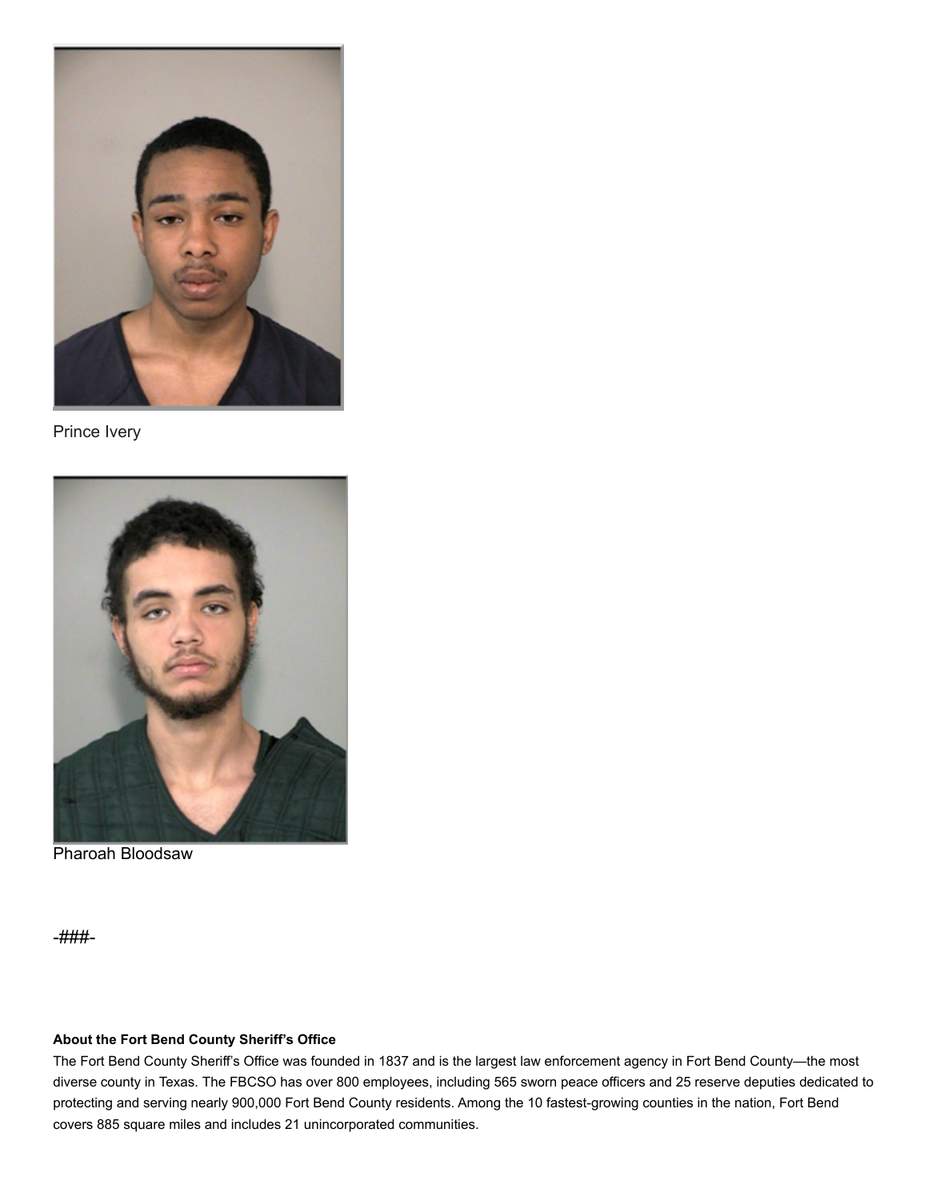Prince Ivery

Pharoah Bloodsaw

-###-

**About the Fort Bend County Sheriff's Office**

The Fort Bend County Sheriff's Office was founded in 1837 and is the largest law enforcement agency in Fort Bend County—the most diverse county in Texas. The FBCSO has over 800 employees, including 565 sworn peace officers and 25 reserve deputies dedicated to protecting and serving nearly 900,000 Fort Bend County residents. Among the 10 fastest-growing counties in the nation, Fort Bend covers 885 square miles and includes 21 unincorporated communities.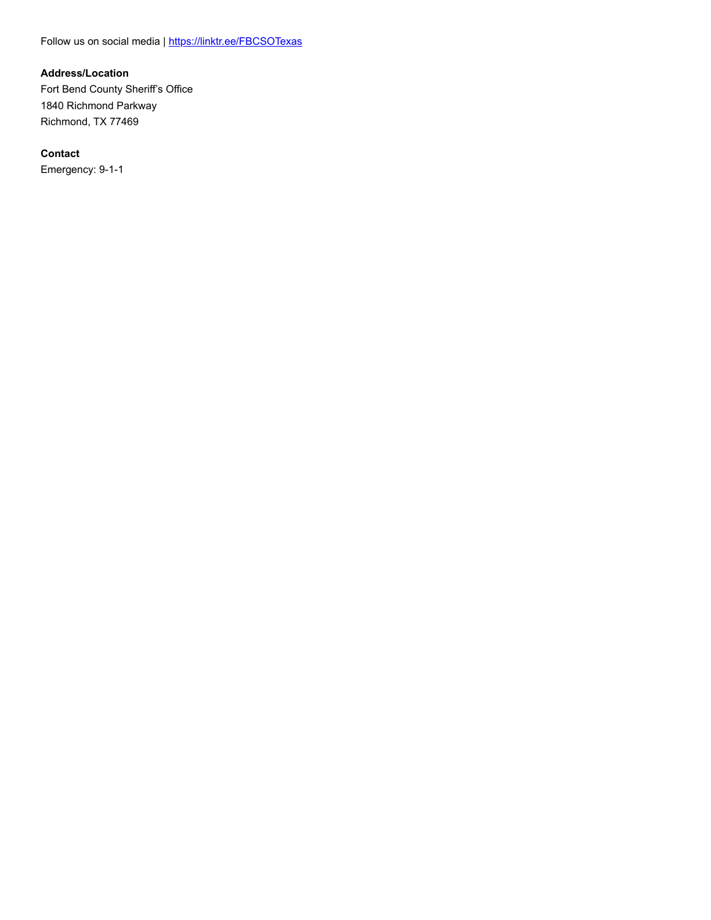Follow us on social media | https://linktr.ee/FBCSOTexas

**Address/Location**
Fort Bend County Sheriff's Office
1840 Richmond Parkway
Richmond, TX 77469

**Contact**
Emergency: 9-1-1